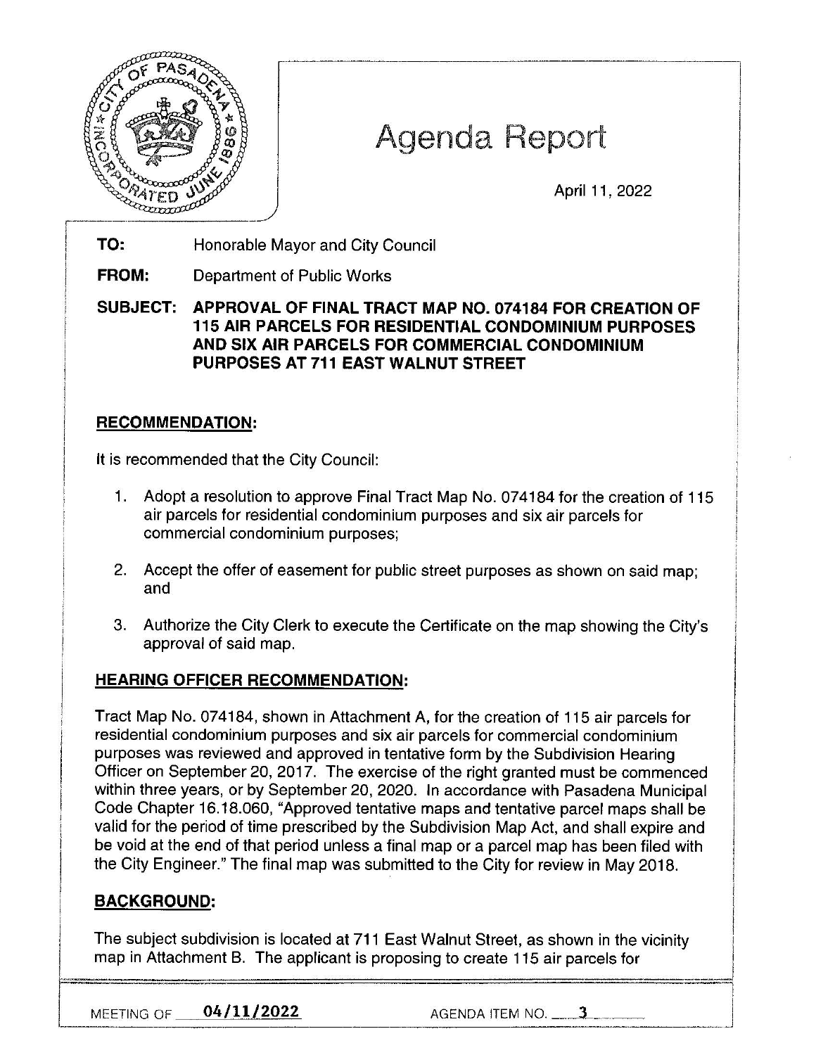# Agenda Report

April 11, 2022

**TO:** Honorable Mayor and City Council

**FROM:** Department of Public Works

**SUBJECT: APPROVAL OF FINAL TRACT MAP NO. 074184 FOR CREATION OF 115 AIR PARCELS FOR RESIDENTIAL CONDOMINIUM PURPOSES AND SIX AIR PARCELS FOR COMMERCIAL CONDOMINIUM PURPOSES AT 711 EAST WALNUT STREET**

## RECOMMENDATION:

It is recommended that the City Council:

1. Adopt a resolution to approve Final Tract Map No. 074184 for the creation of 115 air parcels for residential condominium purposes and six air parcels for commercial condominium purposes;

2. Accept the offer of easement for public street purposes as shown on said map; and

3. Authorize the City Clerk to execute the Certificate on the map showing the City's approval of said map.

## HEARING OFFICER RECOMMENDATION:

Tract Map No. 074184, shown in Attachment A, for the creation of 115 air parcels for residential condominium purposes and six air parcels for commercial condominium purposes was reviewed and approved in tentative form by the Subdivision Hearing Officer on September 20, 2017. The exercise of the right granted must be commenced within three years, or by September 20, 2020. In accordance with Pasadena Municipal Code Chapter 16.18.060, "Approved tentative maps and tentative parcel maps shall be valid for the period of time prescribed by the Subdivision Map Act, and shall expire and be void at the end of that period unless a final map or a parcel map has been filed with the City Engineer." The final map was submitted to the City for review in May 2018.

## BACKGROUND:

The subject subdivision is located at 711 East Walnut Street, as shown in the vicinity map in Attachment B. The applicant is proposing to create 115 air parcels for

MEETING OF 04/11/2022 AGENDA ITEM NO. 3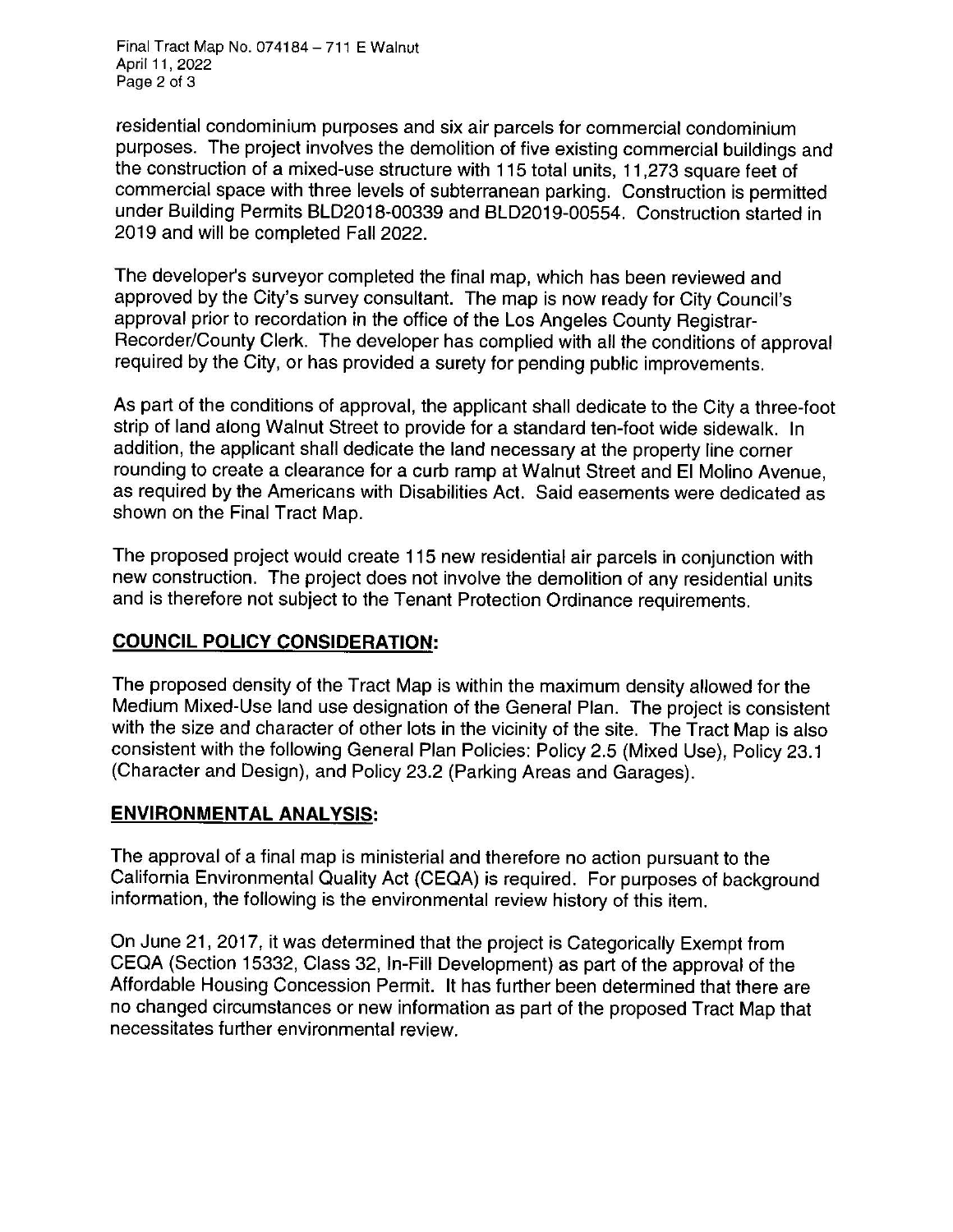residential condominium purposes and six air parcels for commercial condominium purposes. The project involves the demolition of five existing commercial buildings and the construction of a mixed-use structure with 115 total units, 11,273 square feet of commercial space with three levels of subterranean parking. Construction is permitted under Building Permits BLD2018-00339 and BLD2019-00554. Construction started in 2019 and will be completed Fall 2022.

The developer's surveyor completed the final map, which has been reviewed and approved by the City's survey consultant. The map is now ready for City Council's approval prior to recordation in the office of the Los Angeles County Registrar-Recorder/County Clerk. The developer has complied with all the conditions of approval required by the City, or has provided a surety for pending public improvements.

As part of the conditions of approval, the applicant shall dedicate to the City a three-foot strip of land along Walnut Street to provide for a standard ten-foot wide sidewalk. In addition, the applicant shall dedicate the land necessary at the property line corner rounding to create a clearance for a curb ramp at Walnut Street and El Molino Avenue, as required by the Americans with Disabilities Act. Said easements were dedicated as shown on the Final Tract Map.

The proposed project would create 115 new residential air parcels in conjunction with new construction. The project does not involve the demolition of any residential units and is therefore not subject to the Tenant Protection Ordinance requirements.

## COUNCIL POLICY CONSIDERATION:

The proposed density of the Tract Map is within the maximum density allowed for the Medium Mixed-Use land use designation of the General Plan. The project is consistent with the size and character of other lots in the vicinity of the site. The Tract Map is also consistent with the following General Plan Policies: Policy 2.5 (Mixed Use), Policy 23.1 (Character and Design), and Policy 23.2 (Parking Areas and Garages).

## ENVIRONMENTAL ANALYSIS:

The approval of a final map is ministerial and therefore no action pursuant to the California Environmental Quality Act (CEQA) is required. For purposes of background information, the following is the environmental review history of this item.

On June 21, 2017, it was determined that the project is Categorically Exempt from CEQA (Section 15332, Class 32, In-Fill Development) as part of the approval of the Affordable Housing Concession Permit. It has further been determined that there are no changed circumstances or new information as part of the proposed Tract Map that necessitates further environmental review.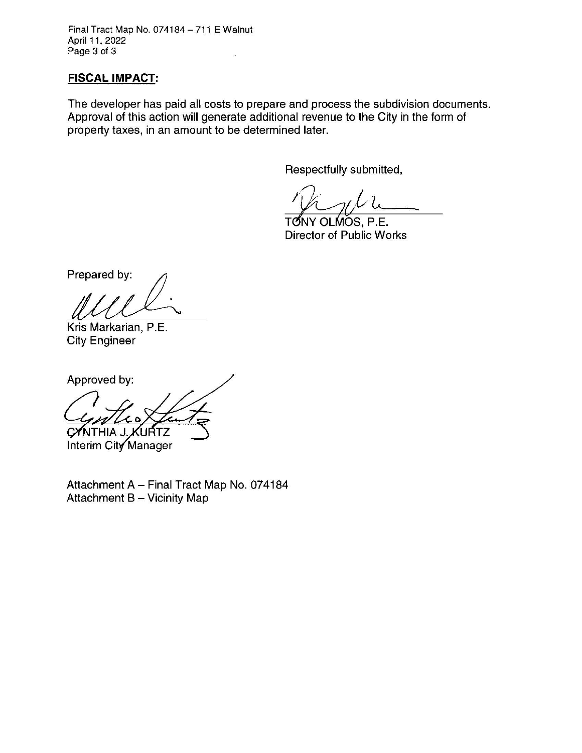**FISCAL IMPACT:**

The developer has paid all costs to prepare and process the subdivision documents. Approval of this action will generate additional revenue to the City in the form of property taxes, in an amount to be determined later.

Respectfully submitted,

TONY OLMOS, P.E.
Director of Public Works

Prepared by:

Kris Markarian, P.E.
City Engineer

Approved by:

CYNTHIA J. KURTZ
Interim City Manager

Attachment A – Final Tract Map No. 074184
Attachment B – Vicinity Map